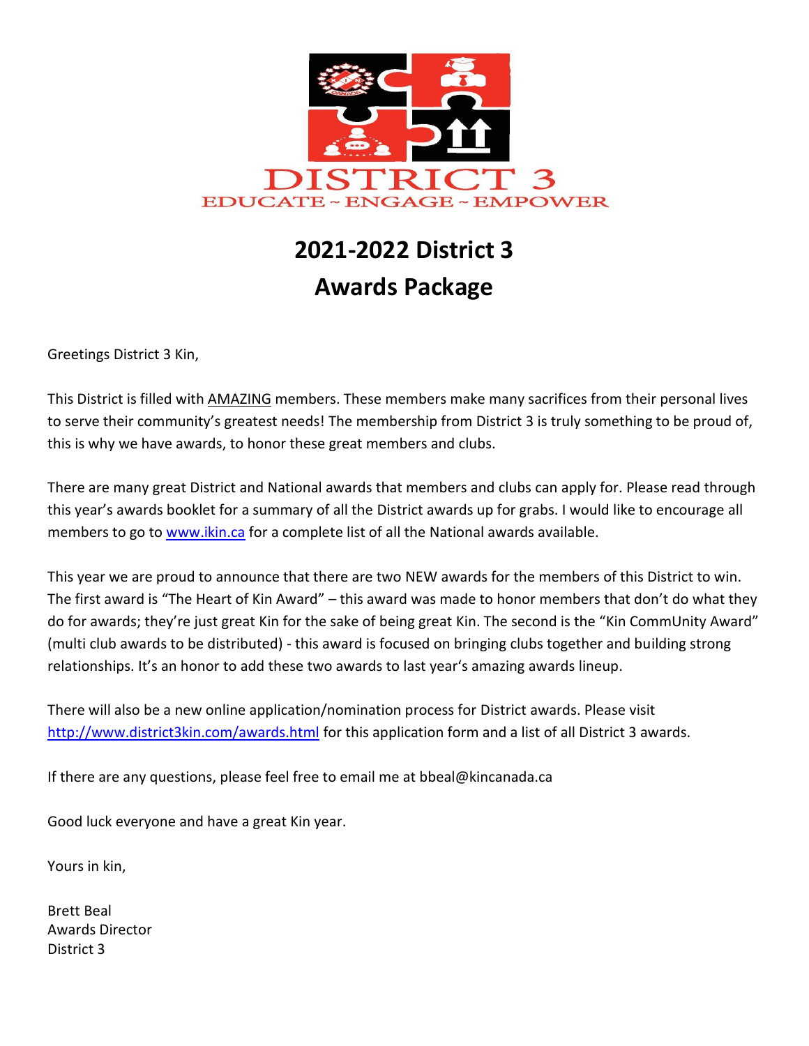DISTRICT 3

EDUCATE ~ ENGAGE ~ EMPOWER

# 2021-2022 District 3 Awards Package

Greetings District 3 Kin,

This District is filled with AMAZING members. These members make many sacrifices from their personal lives to serve their community's greatest needs! The membership from District 3 is truly something to be proud of, this is why we have awards, to honor these great members and clubs.

There are many great District and National awards that members and clubs can apply for. Please read through this year's awards booklet for a summary of all the District awards up for grabs. I would like to encourage all members to go to [www.ikin.ca](http://www.ikin.ca) for a complete list of all the National awards available.

This year we are proud to announce that there are two NEW awards for the members of this District to win. The first award is "The Heart of Kin Award" – this award was made to honor members that don't do what they do for awards; they're just great Kin for the sake of being great Kin. The second is the "Kin CommUnity Award" (multi club awards to be distributed) - this award is focused on bringing clubs together and building strong relationships. It's an honor to add these two awards to last year's amazing awards lineup.

There will also be a new online application/nomination process for District awards. Please visit [http://www.district3kin.com/awards.html](http://www.district3kin.com/awards.html) for this application form and a list of all District 3 awards.

If there are any questions, please feel free to email me at bbeal@kincanada.ca

Good luck everyone and have a great Kin year.

Yours in kin,

Brett Beal
Awards Director
District 3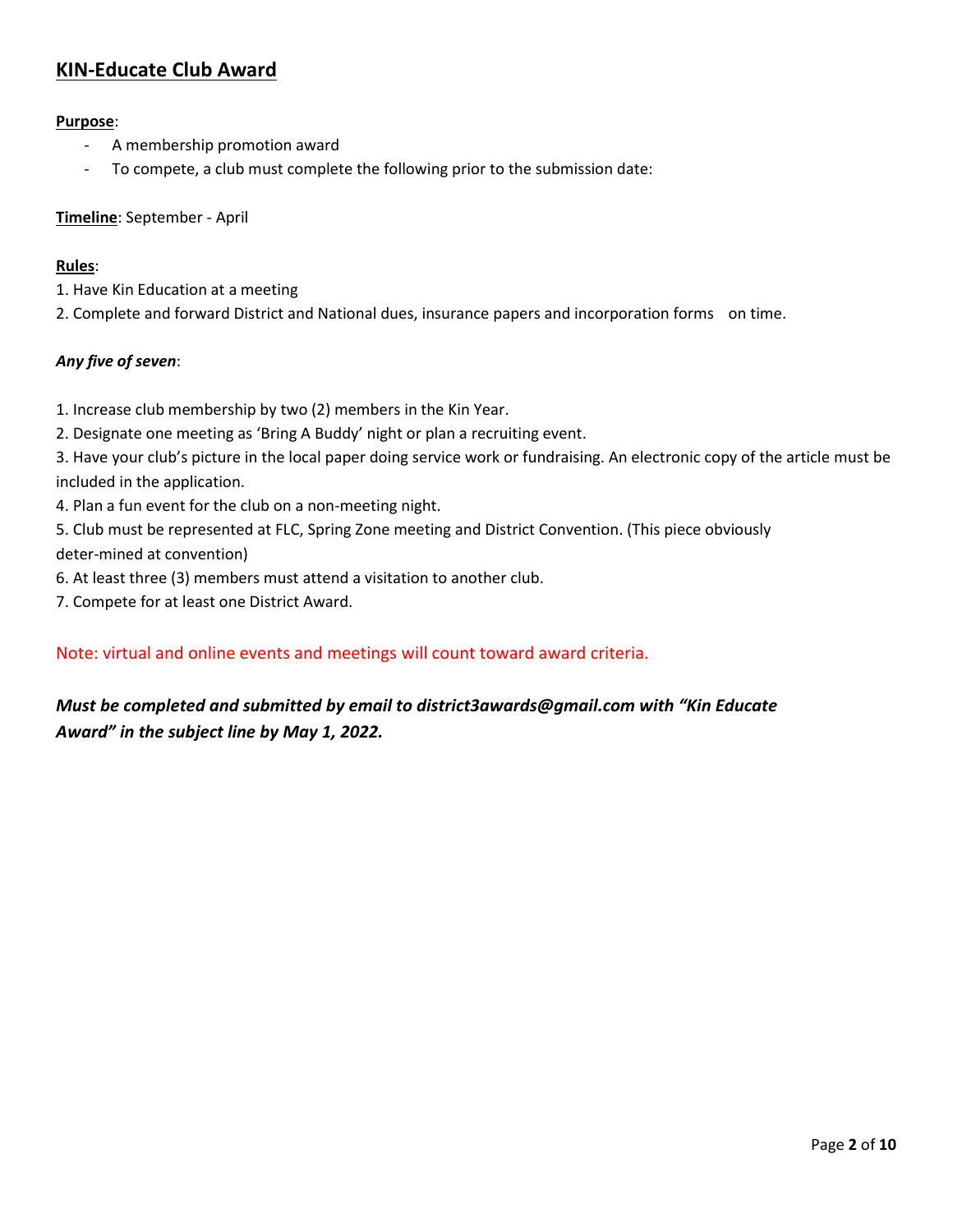## KIN-Educate Club Award

**Purpose**:

- A membership promotion award
- To compete, a club must complete the following prior to the submission date:

**Timeline**: September - April

**Rules**:

1. Have Kin Education at a meeting
2. Complete and forward District and National dues, insurance papers and incorporation forms on time.

***Any five of seven***:

1. Increase club membership by two (2) members in the Kin Year.
2. Designate one meeting as 'Bring A Buddy' night or plan a recruiting event.
3. Have your club's picture in the local paper doing service work or fundraising. An electronic copy of the article must be included in the application.
4. Plan a fun event for the club on a non-meeting night.
5. Club must be represented at FLC, Spring Zone meeting and District Convention. (This piece obviously deter-mined at convention)
6. At least three (3) members must attend a visitation to another club.
7. Compete for at least one District Award.

Note: virtual and online events and meetings will count toward award criteria.

***Must be completed and submitted by email to district3awards@gmail.com with "Kin Educate Award" in the subject line by May 1, 2022.***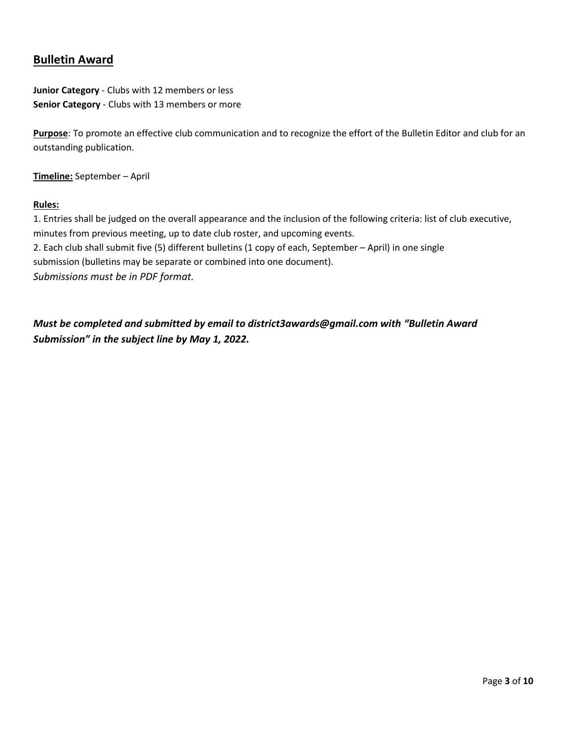## Bulletin Award

**Junior Category** - Clubs with 12 members or less
**Senior Category** - Clubs with 13 members or more

**Purpose**: To promote an effective club communication and to recognize the effort of the Bulletin Editor and club for an outstanding publication.

**Timeline:** September – April

**Rules:**

1. Entries shall be judged on the overall appearance and the inclusion of the following criteria: list of club executive, minutes from previous meeting, up to date club roster, and upcoming events.
2. Each club shall submit five (5) different bulletins (1 copy of each, September – April) in one single submission (bulletins may be separate or combined into one document).

*Submissions must be in PDF format.*

***Must be completed and submitted by email to district3awards@gmail.com with "Bulletin Award Submission" in the subject line by May 1, 2022.***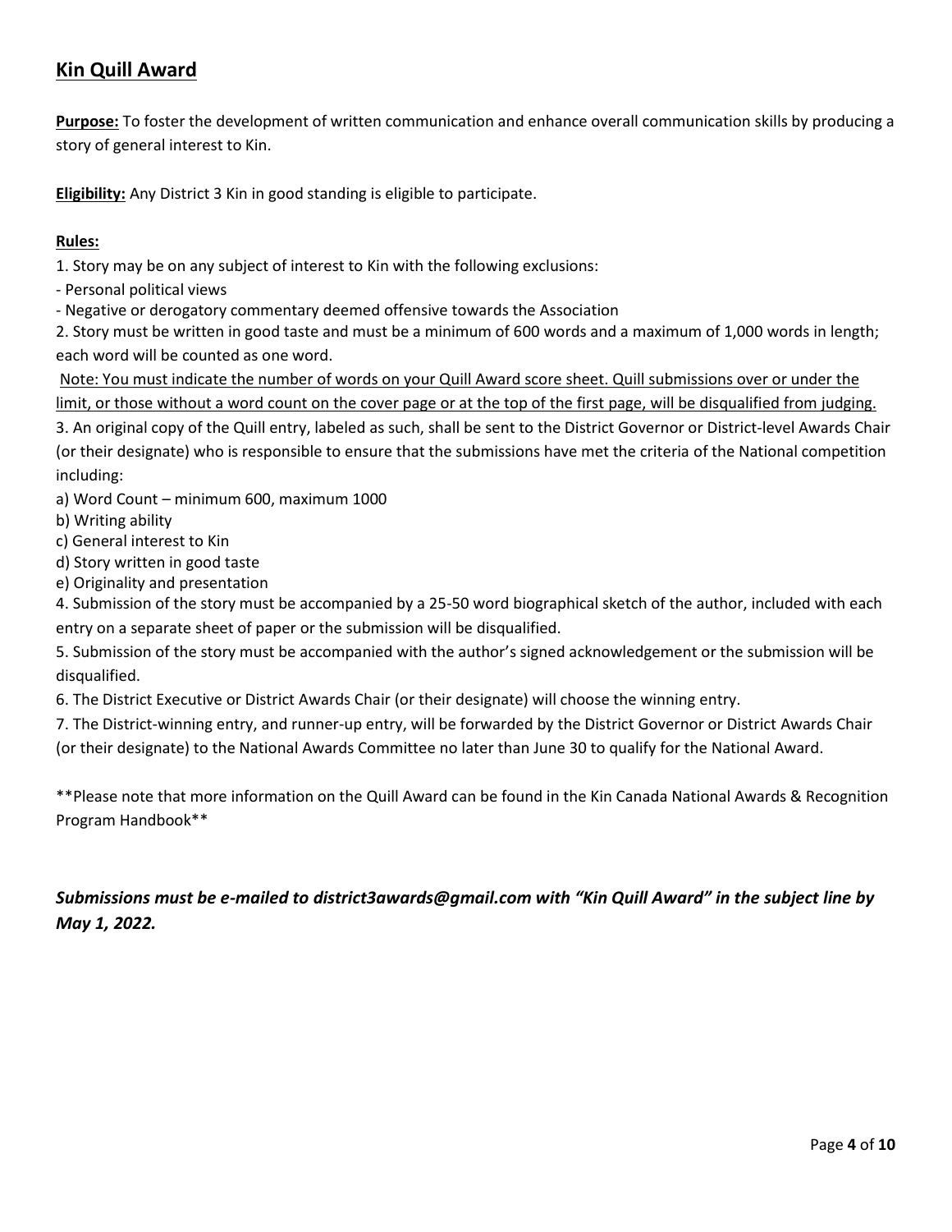## Kin Quill Award

**Purpose:** To foster the development of written communication and enhance overall communication skills by producing a story of general interest to Kin.

**Eligibility:** Any District 3 Kin in good standing is eligible to participate.

**Rules:**

1. Story may be on any subject of interest to Kin with the following exclusions:
- Personal political views
- Negative or derogatory commentary deemed offensive towards the Association

2. Story must be written in good taste and must be a minimum of 600 words and a maximum of 1,000 words in length; each word will be counted as one word.

Note: You must indicate the number of words on your Quill Award score sheet. Quill submissions over or under the limit, or those without a word count on the cover page or at the top of the first page, will be disqualified from judging.

3. An original copy of the Quill entry, labeled as such, shall be sent to the District Governor or District-level Awards Chair (or their designate) who is responsible to ensure that the submissions have met the criteria of the National competition including:

a) Word Count – minimum 600, maximum 1000
b) Writing ability
c) General interest to Kin
d) Story written in good taste
e) Originality and presentation

4. Submission of the story must be accompanied by a 25-50 word biographical sketch of the author, included with each entry on a separate sheet of paper or the submission will be disqualified.

5. Submission of the story must be accompanied with the author's signed acknowledgement or the submission will be disqualified.

6. The District Executive or District Awards Chair (or their designate) will choose the winning entry.

7. The District-winning entry, and runner-up entry, will be forwarded by the District Governor or District Awards Chair (or their designate) to the National Awards Committee no later than June 30 to qualify for the National Award.

**Please note that more information on the Quill Award can be found in the Kin Canada National Awards & Recognition Program Handbook**

***Submissions must be e-mailed to district3awards@gmail.com with "Kin Quill Award" in the subject line by May 1, 2022.***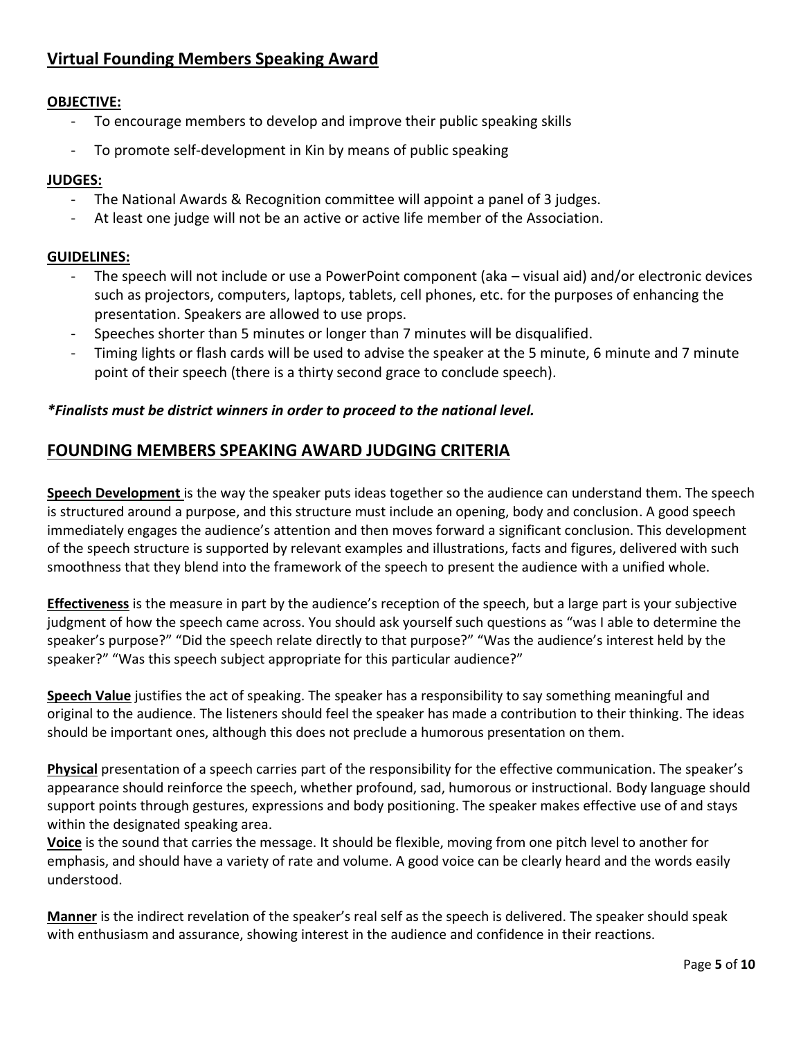## Virtual Founding Members Speaking Award

**OBJECTIVE:**

- To encourage members to develop and improve their public speaking skills
- To promote self-development in Kin by means of public speaking

**JUDGES:**

- The National Awards & Recognition committee will appoint a panel of 3 judges.
- At least one judge will not be an active or active life member of the Association.

**GUIDELINES:**

- The speech will not include or use a PowerPoint component (aka – visual aid) and/or electronic devices such as projectors, computers, laptops, tablets, cell phones, etc. for the purposes of enhancing the presentation. Speakers are allowed to use props.
- Speeches shorter than 5 minutes or longer than 7 minutes will be disqualified.
- Timing lights or flash cards will be used to advise the speaker at the 5 minute, 6 minute and 7 minute point of their speech (there is a thirty second grace to conclude speech).

***Finalists must be district winners in order to proceed to the national level.***

## FOUNDING MEMBERS SPEAKING AWARD JUDGING CRITERIA

**Speech Development** is the way the speaker puts ideas together so the audience can understand them. The speech is structured around a purpose, and this structure must include an opening, body and conclusion. A good speech immediately engages the audience's attention and then moves forward a significant conclusion. This development of the speech structure is supported by relevant examples and illustrations, facts and figures, delivered with such smoothness that they blend into the framework of the speech to present the audience with a unified whole.

**Effectiveness** is the measure in part by the audience's reception of the speech, but a large part is your subjective judgment of how the speech came across. You should ask yourself such questions as "was I able to determine the speaker's purpose?" "Did the speech relate directly to that purpose?" "Was the audience's interest held by the speaker?" "Was this speech subject appropriate for this particular audience?"

**Speech Value** justifies the act of speaking. The speaker has a responsibility to say something meaningful and original to the audience. The listeners should feel the speaker has made a contribution to their thinking. The ideas should be important ones, although this does not preclude a humorous presentation on them.

**Physical** presentation of a speech carries part of the responsibility for the effective communication. The speaker's appearance should reinforce the speech, whether profound, sad, humorous or instructional. Body language should support points through gestures, expressions and body positioning. The speaker makes effective use of and stays within the designated speaking area.

**Voice** is the sound that carries the message. It should be flexible, moving from one pitch level to another for emphasis, and should have a variety of rate and volume. A good voice can be clearly heard and the words easily understood.

**Manner** is the indirect revelation of the speaker's real self as the speech is delivered. The speaker should speak with enthusiasm and assurance, showing interest in the audience and confidence in their reactions.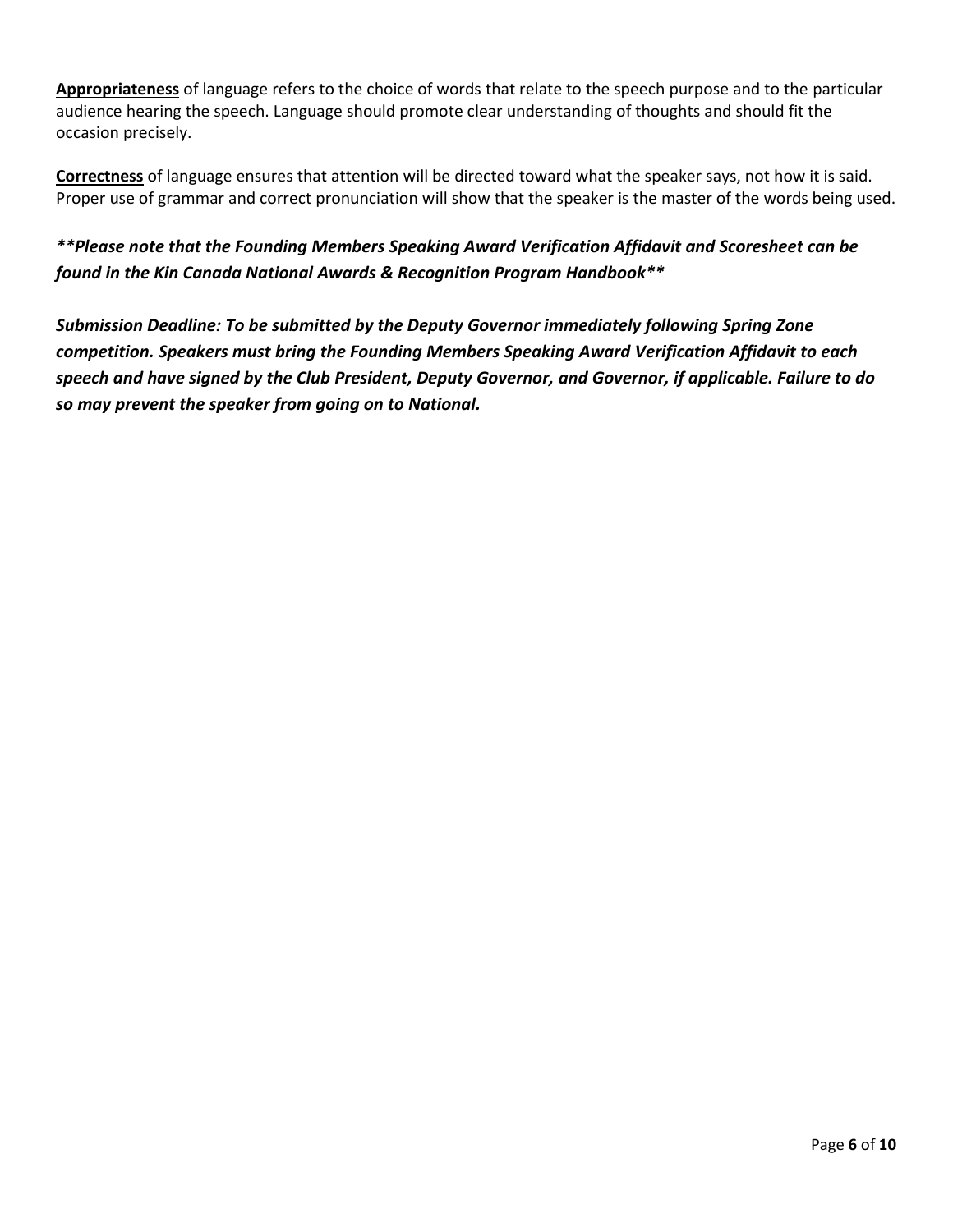**Appropriateness** of language refers to the choice of words that relate to the speech purpose and to the particular audience hearing the speech. Language should promote clear understanding of thoughts and should fit the occasion precisely.

**Correctness** of language ensures that attention will be directed toward what the speaker says, not how it is said. Proper use of grammar and correct pronunciation will show that the speaker is the master of the words being used.

***\*\*Please note that the Founding Members Speaking Award Verification Affidavit and Scoresheet can be found in the Kin Canada National Awards & Recognition Program Handbook\*\****

***Submission Deadline: To be submitted by the Deputy Governor immediately following Spring Zone competition. Speakers must bring the Founding Members Speaking Award Verification Affidavit to each speech and have signed by the Club President, Deputy Governor, and Governor, if applicable. Failure to do so may prevent the speaker from going on to National.***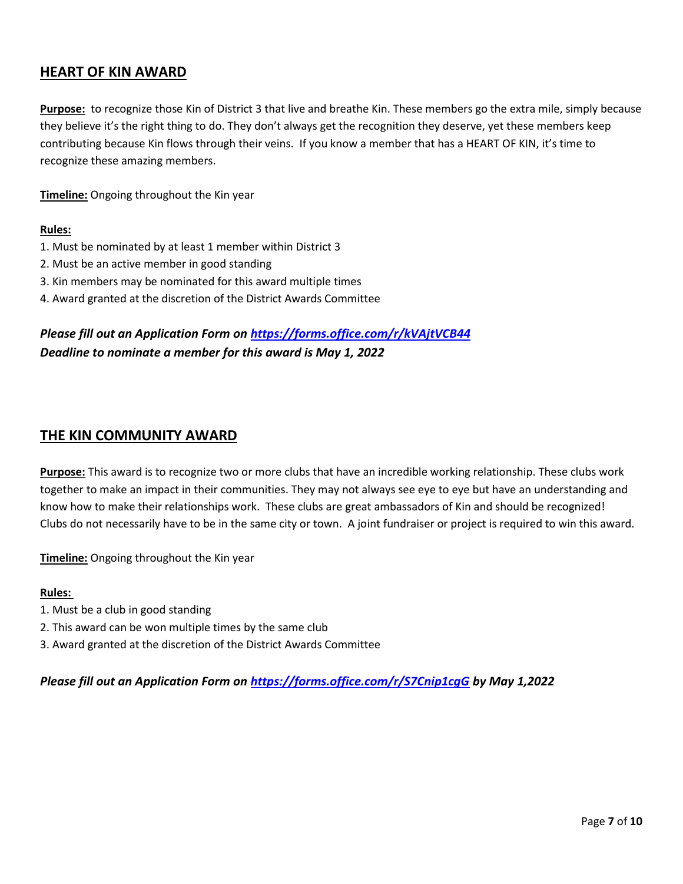## HEART OF KIN AWARD

**Purpose:** to recognize those Kin of District 3 that live and breathe Kin. These members go the extra mile, simply because they believe it's the right thing to do. They don't always get the recognition they deserve, yet these members keep contributing because Kin flows through their veins. If you know a member that has a HEART OF KIN, it's time to recognize these amazing members.

**Timeline:** Ongoing throughout the Kin year

**Rules:**

1. Must be nominated by at least 1 member within District 3
2. Must be an active member in good standing
3. Kin members may be nominated for this award multiple times
4. Award granted at the discretion of the District Awards Committee

***Please fill out an Application Form on [https://forms.office.com/r/kVAjtVCB44](https://forms.office.com/r/kVAjtVCB44)***
***Deadline to nominate a member for this award is May 1, 2022***

## THE KIN COMMUNITY AWARD

**Purpose:** This award is to recognize two or more clubs that have an incredible working relationship. These clubs work together to make an impact in their communities. They may not always see eye to eye but have an understanding and know how to make their relationships work. These clubs are great ambassadors of Kin and should be recognized! Clubs do not necessarily have to be in the same city or town. A joint fundraiser or project is required to win this award.

**Timeline:** Ongoing throughout the Kin year

**Rules:**

1. Must be a club in good standing
2. This award can be won multiple times by the same club
3. Award granted at the discretion of the District Awards Committee

***Please fill out an Application Form on [https://forms.office.com/r/S7Cnip1cgG](https://forms.office.com/r/S7Cnip1cgG) by May 1,2022***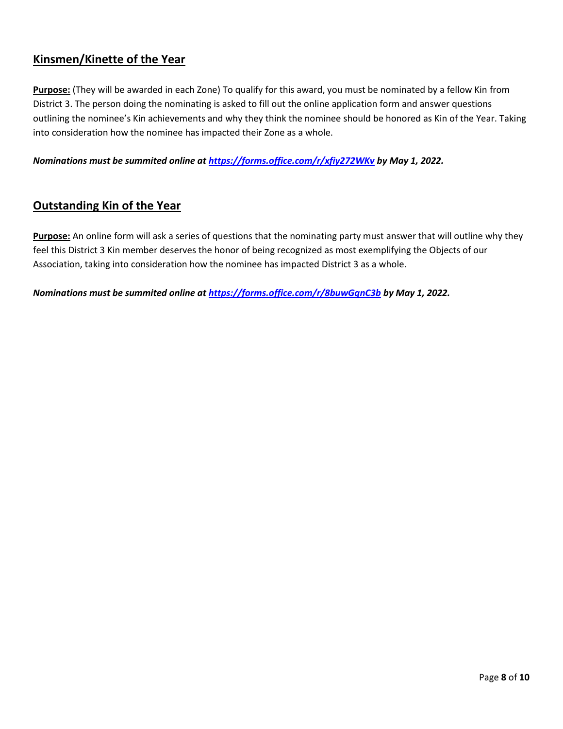## Kinsmen/Kinette of the Year

**Purpose:** (They will be awarded in each Zone) To qualify for this award, you must be nominated by a fellow Kin from District 3. The person doing the nominating is asked to fill out the online application form and answer questions outlining the nominee's Kin achievements and why they think the nominee should be honored as Kin of the Year. Taking into consideration how the nominee has impacted their Zone as a whole.

***Nominations must be summited online at [https://forms.office.com/r/xfiy272WKv](https://forms.office.com/r/xfiy272WKv) by May 1, 2022.***

## Outstanding Kin of the Year

**Purpose:** An online form will ask a series of questions that the nominating party must answer that will outline why they feel this District 3 Kin member deserves the honor of being recognized as most exemplifying the Objects of our Association, taking into consideration how the nominee has impacted District 3 as a whole.

***Nominations must be summited online at [https://forms.office.com/r/8buwGqnC3b](https://forms.office.com/r/8buwGqnC3b) by May 1, 2022.***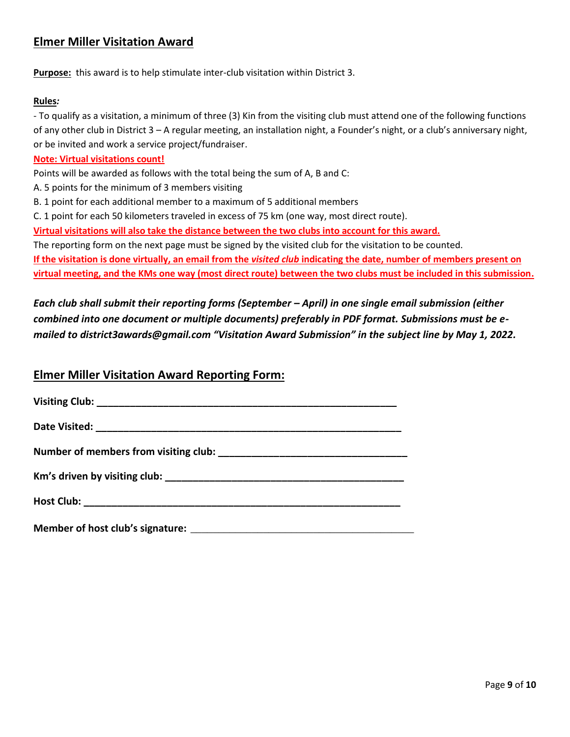## Elmer Miller Visitation Award

**Purpose:** this award is to help stimulate inter-club visitation within District 3.

**Rules*:***

- To qualify as a visitation, a minimum of three (3) Kin from the visiting club must attend one of the following functions of any other club in District 3 – A regular meeting, an installation night, a Founder's night, or a club's anniversary night, or be invited and work a service project/fundraiser.

**Note: Virtual visitations count!**

Points will be awarded as follows with the total being the sum of A, B and C:

A. 5 points for the minimum of 3 members visiting

B. 1 point for each additional member to a maximum of 5 additional members

C. 1 point for each 50 kilometers traveled in excess of 75 km (one way, most direct route).

**Virtual visitations will also take the distance between the two clubs into account for this award.**

The reporting form on the next page must be signed by the visited club for the visitation to be counted.

**If the visitation is done virtually, an email from the *visited club* indicating the date, number of members present on virtual meeting, and the KMs one way (most direct route) between the two clubs must be included in this submission.**

***Each club shall submit their reporting forms (September – April) in one single email submission (either combined into one document or multiple documents) preferably in PDF format. Submissions must be e-mailed to district3awards@gmail.com "Visitation Award Submission" in the subject line by May 1, 2022.***

## Elmer Miller Visitation Award Reporting Form:

**Visiting Club:** ________________________________________________

**Date Visited:** ________________________________________________

**Number of members from visiting club:** ____________________________

**Km's driven by visiting club:** ______________________________________

**Host Club:** __________________________________________________

**Member of host club's signature:** ___________________________________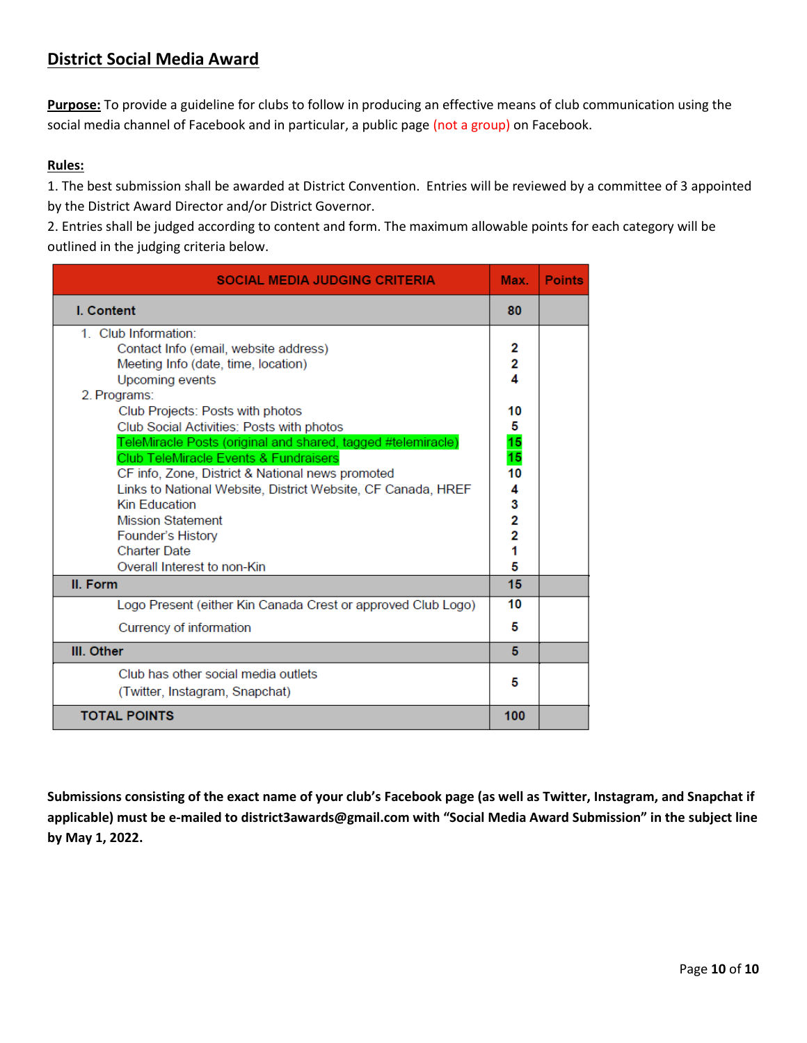## District Social Media Award

**Purpose:** To provide a guideline for clubs to follow in producing an effective means of club communication using the social media channel of Facebook and in particular, a public page (not a group) on Facebook.

**Rules:**

1. The best submission shall be awarded at District Convention. Entries will be reviewed by a committee of 3 appointed by the District Award Director and/or District Governor.
2. Entries shall be judged according to content and form. The maximum allowable points for each category will be outlined in the judging criteria below.

| SOCIAL MEDIA JUDGING CRITERIA | Max. | Points |
|---|---|---|
| **I. Content** | **80** | |
| 1. Club Information: | | |
| Contact Info (email, website address) | 2 | |
| Meeting Info (date, time, location) | 2 | |
| Upcoming events | 4 | |
| 2. Programs: | | |
| Club Projects: Posts with photos | 10 | |
| Club Social Activities: Posts with photos | 5 | |
| TeleMiracle Posts (original and shared, tagged #telemiracle) | 15 | |
| Club TeleMiracle Events & Fundraisers | 15 | |
| CF info, Zone, District & National news promoted | 10 | |
| Links to National Website, District Website, CF Canada, HREF | 4 | |
| Kin Education | 3 | |
| Mission Statement | 2 | |
| Founder's History | 2 | |
| Charter Date | 1 | |
| Overall Interest to non-Kin | 5 | |
| **II. Form** | **15** | |
| Logo Present (either Kin Canada Crest or approved Club Logo) | 10 | |
| Currency of information | 5 | |
| **III. Other** | **5** | |
| Club has other social media outlets (Twitter, Instagram, Snapchat) | 5 | |
| **TOTAL POINTS** | **100** | |

**Submissions consisting of the exact name of your club's Facebook page (as well as Twitter, Instagram, and Snapchat if applicable) must be e-mailed to district3awards@gmail.com with "Social Media Award Submission" in the subject line by May 1, 2022.**